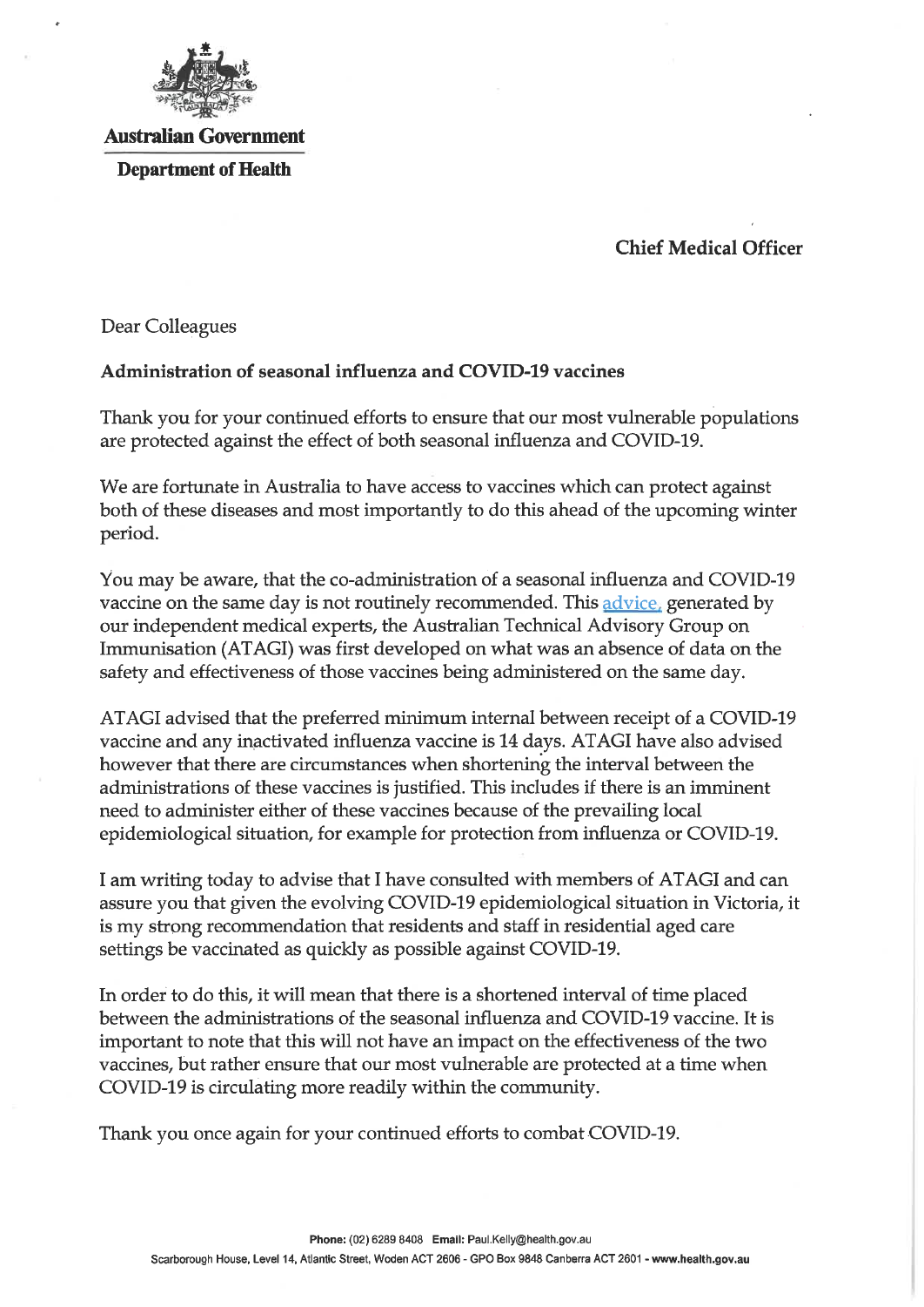**Australian Government**

**Department of Health**

**Chief Medical Officer**

Dear Colleagues

**Administration of seasonal influenza and COVID-19 vaccines**

Thank you for your continued efforts to ensure that our most vulnerable populations are protected against the effect of both seasonal influenza and COVID-19.

We are fortunate in Australia to have access to vaccines which can protect against both of these diseases and most importantly to do this ahead of the upcoming winter period.

You may be aware, that the co-administration of a seasonal influenza and COVID-19 vaccine on the same day is not routinely recommended. This advice, generated by our independent medical experts, the Australian Technical Advisory Group on Immunisation (ATAGI) was first developed on what was an absence of data on the safety and effectiveness of those vaccines being administered on the same day.

ATAGI advised that the preferred minimum internal between receipt of a COVID-19 vaccine and any inactivated influenza vaccine is 14 days. ATAGI have also advised however that there are circumstances when shortening the interval between the administrations of these vaccines is justified. This includes if there is an imminent need to administer either of these vaccines because of the prevailing local epidemiological situation, for example for protection from influenza or COVID-19.

I am writing today to advise that I have consulted with members of ATAGI and can assure you that given the evolving COVID-19 epidemiological situation in Victoria, it is my strong recommendation that residents and staff in residential aged care settings be vaccinated as quickly as possible against COVID-19.

In order to do this, it will mean that there is a shortened interval of time placed between the administrations of the seasonal influenza and COVID-19 vaccine. It is important to note that this will not have an impact on the effectiveness of the two vaccines, but rather ensure that our most vulnerable are protected at a time when COVID-19 is circulating more readily within the community.

Thank you once again for your continued efforts to combat COVID-19.

**Phone:** (02) 6289 8408 **Email:** Paul.Kelly@health.gov.au

Scarborough House, Level 14, Atlantic Street, Woden ACT 2606 - GPO Box 9848 Canberra ACT 2601 - **www.health.gov.au**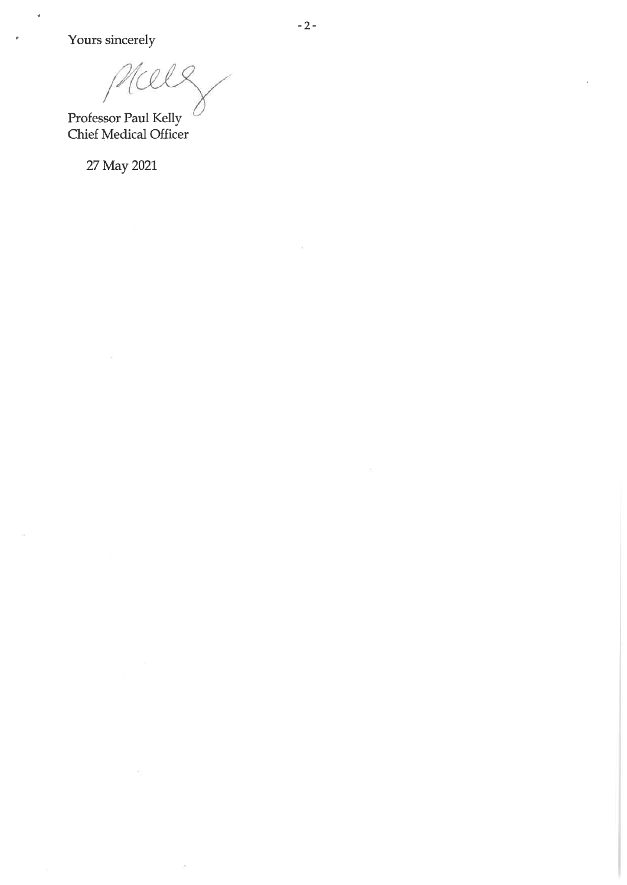Yours sincerely

Professor Paul Kelly
Chief Medical Officer

27 May 2021